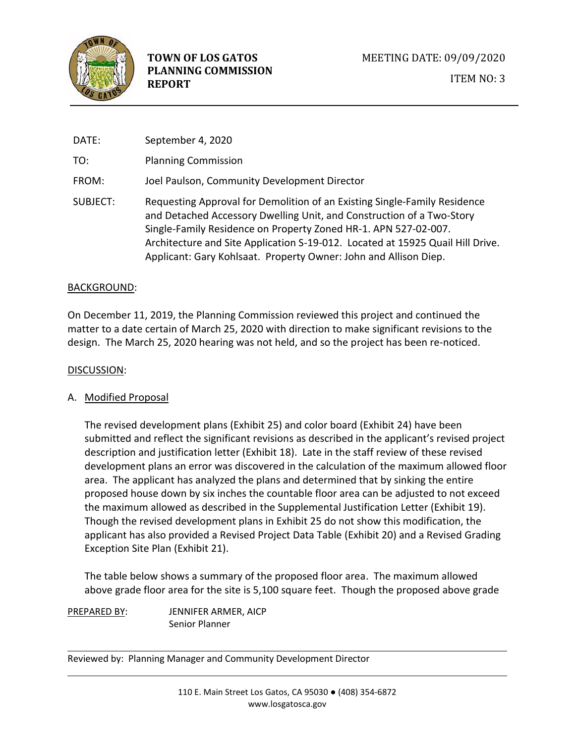**TOWN OF LOS GATOS PLANNING COMMISSION REPORT**

MEETING DATE: 09/09/2020

ITEM NO: 3

DATE: September 4, 2020

TO: Planning Commission

FROM: Joel Paulson, Community Development Director

SUBJECT: Requesting Approval for Demolition of an Existing Single-Family Residence and Detached Accessory Dwelling Unit, and Construction of a Two-Story Single-Family Residence on Property Zoned HR-1. APN 527-02-007. Architecture and Site Application S-19-012. Located at 15925 Quail Hill Drive. Applicant: Gary Kohlsaat. Property Owner: John and Allison Diep.

## BACKGROUND:

On December 11, 2019, the Planning Commission reviewed this project and continued the matter to a date certain of March 25, 2020 with direction to make significant revisions to the design. The March 25, 2020 hearing was not held, and so the project has been re-noticed.

## DISCUSSION:

### A. Modified Proposal

The revised development plans (Exhibit 25) and color board (Exhibit 24) have been submitted and reflect the significant revisions as described in the applicant's revised project description and justification letter (Exhibit 18). Late in the staff review of these revised development plans an error was discovered in the calculation of the maximum allowed floor area. The applicant has analyzed the plans and determined that by sinking the entire proposed house down by six inches the countable floor area can be adjusted to not exceed the maximum allowed as described in the Supplemental Justification Letter (Exhibit 19). Though the revised development plans in Exhibit 25 do not show this modification, the applicant has also provided a Revised Project Data Table (Exhibit 20) and a Revised Grading Exception Site Plan (Exhibit 21).

The table below shows a summary of the proposed floor area. The maximum allowed above grade floor area for the site is 5,100 square feet. Though the proposed above grade

PREPARED BY: JENNIFER ARMER, AICP
Senior Planner

Reviewed by: Planning Manager and Community Development Director

110 E. Main Street Los Gatos, CA 95030 ● (408) 354-6872
www.losgatosca.gov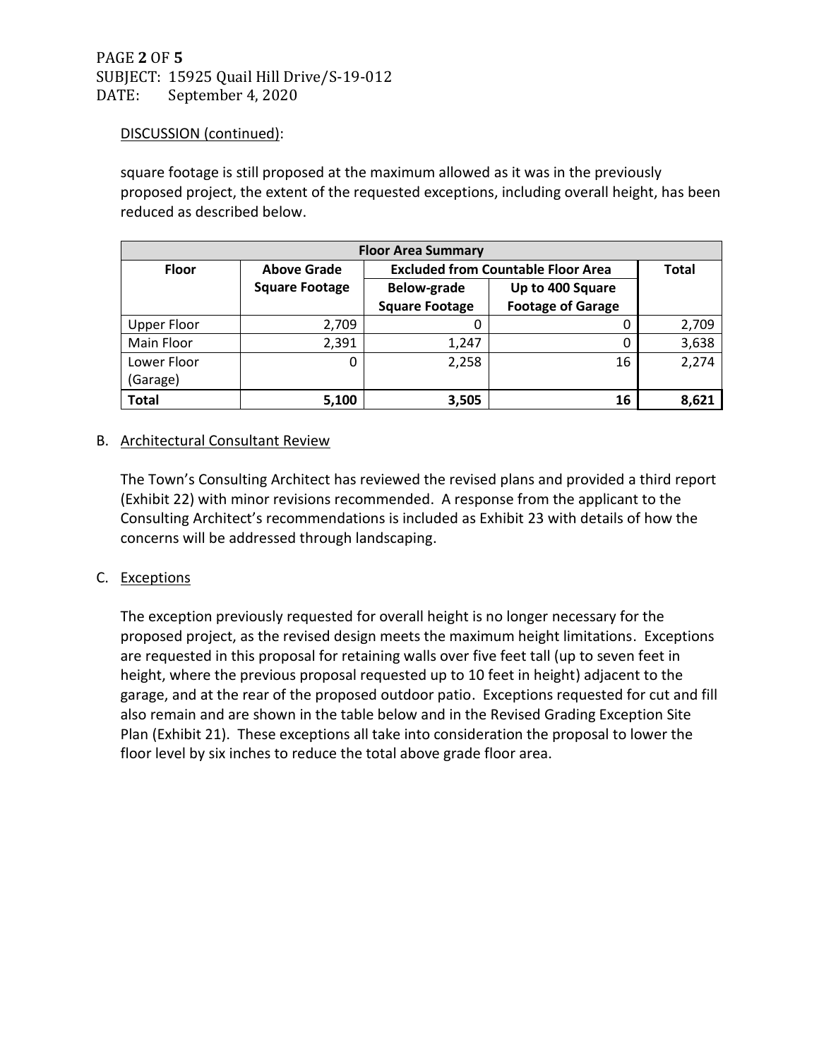DISCUSSION (continued):

square footage is still proposed at the maximum allowed as it was in the previously proposed project, the extent of the requested exceptions, including overall height, has been reduced as described below.

| Floor Area Summary | | | | |
|---|---|---|---|---|
| Floor | Above Grade Square Footage | Excluded from Countable Floor Area | | Total |
| | | Below-grade Square Footage | Up to 400 Square Footage of Garage | |
| Upper Floor | 2,709 | 0 | 0 | 2,709 |
| Main Floor | 2,391 | 1,247 | 0 | 3,638 |
| Lower Floor (Garage) | 0 | 2,258 | 16 | 2,274 |
| **Total** | **5,100** | **3,505** | **16** | **8,621** |

B. Architectural Consultant Review

The Town's Consulting Architect has reviewed the revised plans and provided a third report (Exhibit 22) with minor revisions recommended. A response from the applicant to the Consulting Architect's recommendations is included as Exhibit 23 with details of how the concerns will be addressed through landscaping.

C. Exceptions

The exception previously requested for overall height is no longer necessary for the proposed project, as the revised design meets the maximum height limitations. Exceptions are requested in this proposal for retaining walls over five feet tall (up to seven feet in height, where the previous proposal requested up to 10 feet in height) adjacent to the garage, and at the rear of the proposed outdoor patio. Exceptions requested for cut and fill also remain and are shown in the table below and in the Revised Grading Exception Site Plan (Exhibit 21). These exceptions all take into consideration the proposal to lower the floor level by six inches to reduce the total above grade floor area.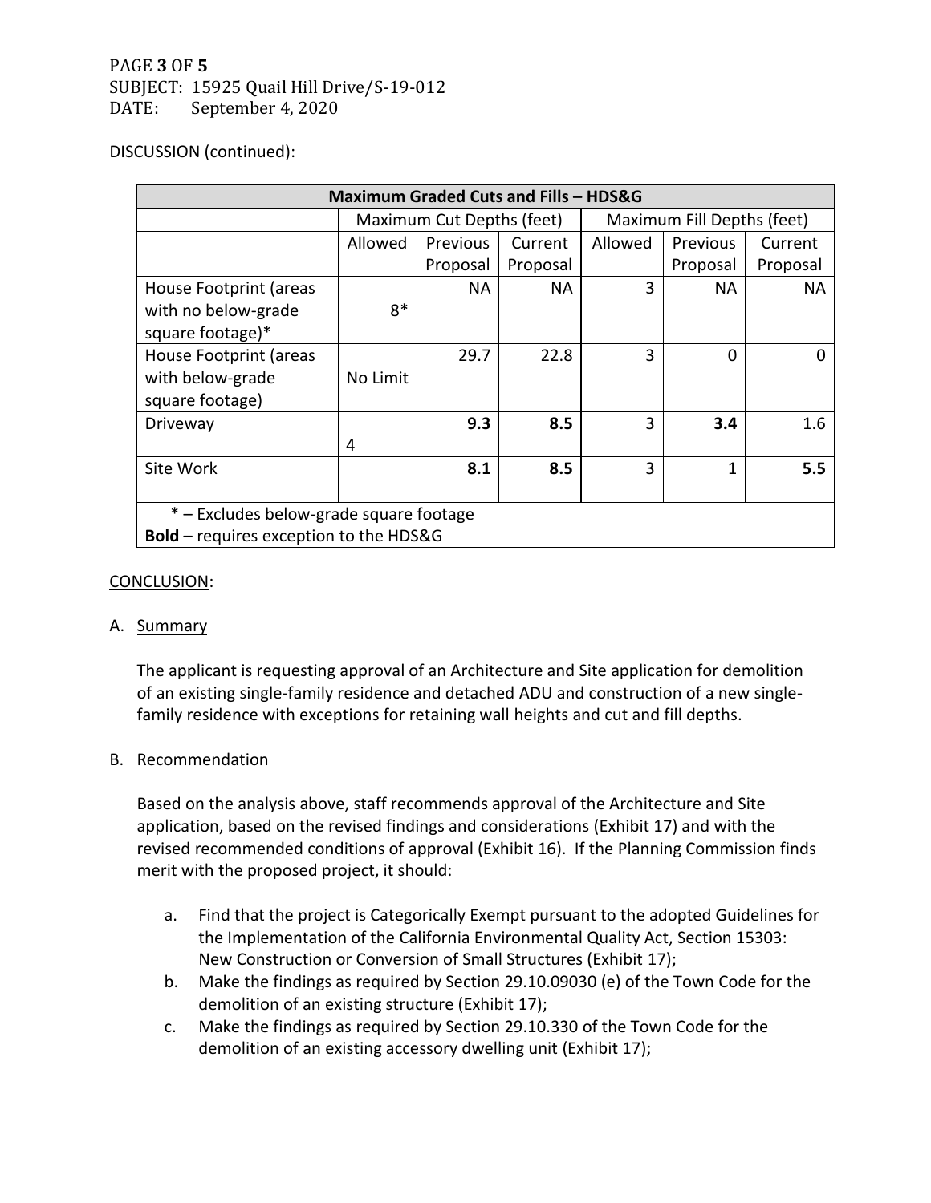DISCUSSION (continued):

| Maximum Graded Cuts and Fills – HDS&G | | | | | | |
|---|---|---|---|---|---|---|
| | Maximum Cut Depths (feet) | | | Maximum Fill Depths (feet) | | |
| | Allowed | Previous Proposal | Current Proposal | Allowed | Previous Proposal | Current Proposal |
| House Footprint (areas with no below-grade square footage)* | 8* | NA | NA | 3 | NA | NA |
| House Footprint (areas with below-grade square footage) | No Limit | 29.7 | 22.8 | 3 | 0 | 0 |
| Driveway | 4 | **9.3** | **8.5** | 3 | **3.4** | 1.6 |
| Site Work | | **8.1** | **8.5** | 3 | 1 | **5.5** |
| * – Excludes below-grade square footage<br>**Bold** – requires exception to the HDS&G | | | | | | |

CONCLUSION:

A. Summary

The applicant is requesting approval of an Architecture and Site application for demolition of an existing single-family residence and detached ADU and construction of a new single-family residence with exceptions for retaining wall heights and cut and fill depths.

B. Recommendation

Based on the analysis above, staff recommends approval of the Architecture and Site application, based on the revised findings and considerations (Exhibit 17) and with the revised recommended conditions of approval (Exhibit 16). If the Planning Commission finds merit with the proposed project, it should:

a. Find that the project is Categorically Exempt pursuant to the adopted Guidelines for the Implementation of the California Environmental Quality Act, Section 15303: New Construction or Conversion of Small Structures (Exhibit 17);
b. Make the findings as required by Section 29.10.09030 (e) of the Town Code for the demolition of an existing structure (Exhibit 17);
c. Make the findings as required by Section 29.10.330 of the Town Code for the demolition of an existing accessory dwelling unit (Exhibit 17);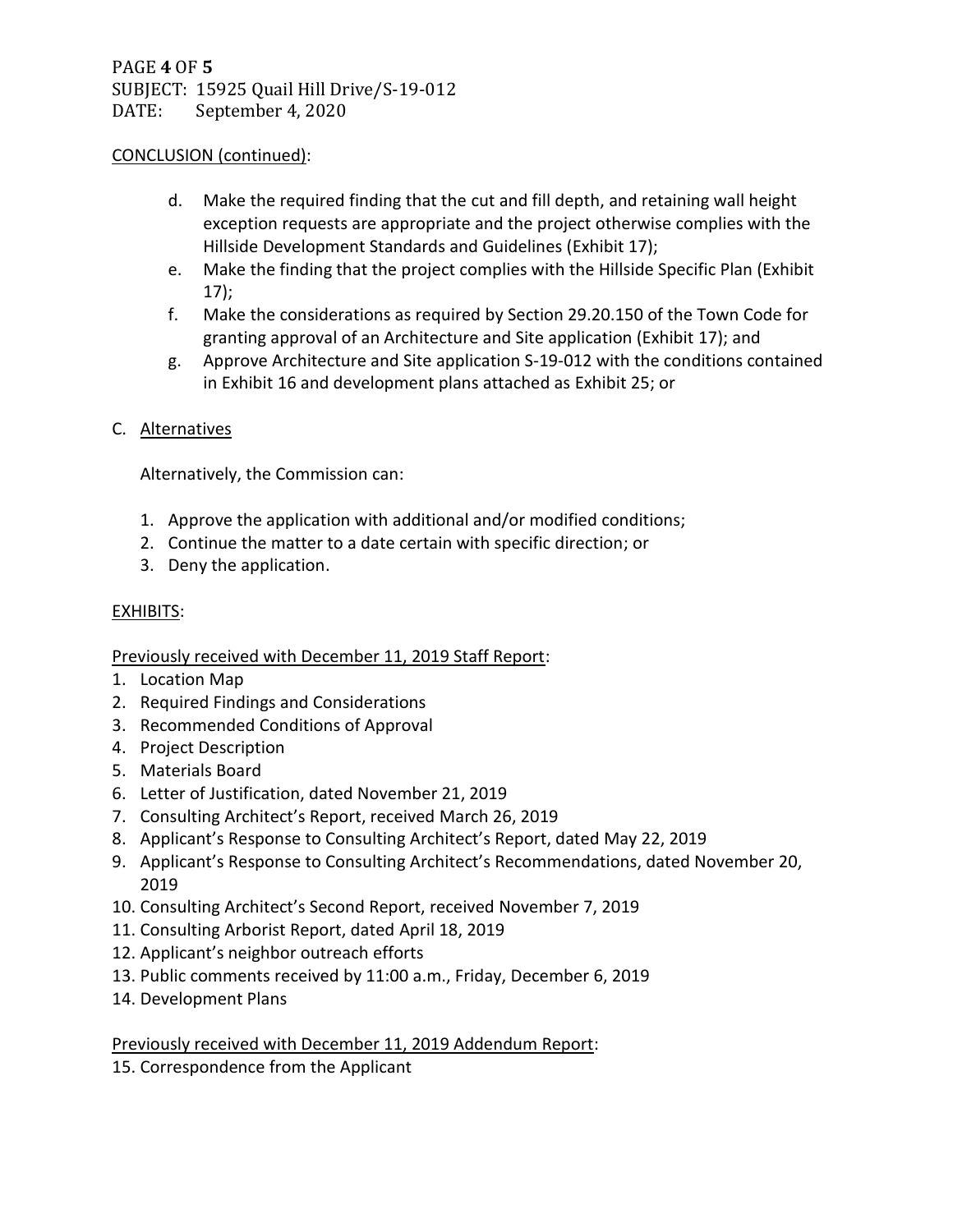CONCLUSION (continued):

d. Make the required finding that the cut and fill depth, and retaining wall height exception requests are appropriate and the project otherwise complies with the Hillside Development Standards and Guidelines (Exhibit 17);

e. Make the finding that the project complies with the Hillside Specific Plan (Exhibit 17);

f. Make the considerations as required by Section 29.20.150 of the Town Code for granting approval of an Architecture and Site application (Exhibit 17); and

g. Approve Architecture and Site application S-19-012 with the conditions contained in Exhibit 16 and development plans attached as Exhibit 25; or

C. Alternatives

Alternatively, the Commission can:

1. Approve the application with additional and/or modified conditions;
2. Continue the matter to a date certain with specific direction; or
3. Deny the application.

EXHIBITS:

Previously received with December 11, 2019 Staff Report:

1. Location Map
2. Required Findings and Considerations
3. Recommended Conditions of Approval
4. Project Description
5. Materials Board
6. Letter of Justification, dated November 21, 2019
7. Consulting Architect's Report, received March 26, 2019
8. Applicant's Response to Consulting Architect's Report, dated May 22, 2019
9. Applicant's Response to Consulting Architect's Recommendations, dated November 20, 2019
10. Consulting Architect's Second Report, received November 7, 2019
11. Consulting Arborist Report, dated April 18, 2019
12. Applicant's neighbor outreach efforts
13. Public comments received by 11:00 a.m., Friday, December 6, 2019
14. Development Plans

Previously received with December 11, 2019 Addendum Report:

15. Correspondence from the Applicant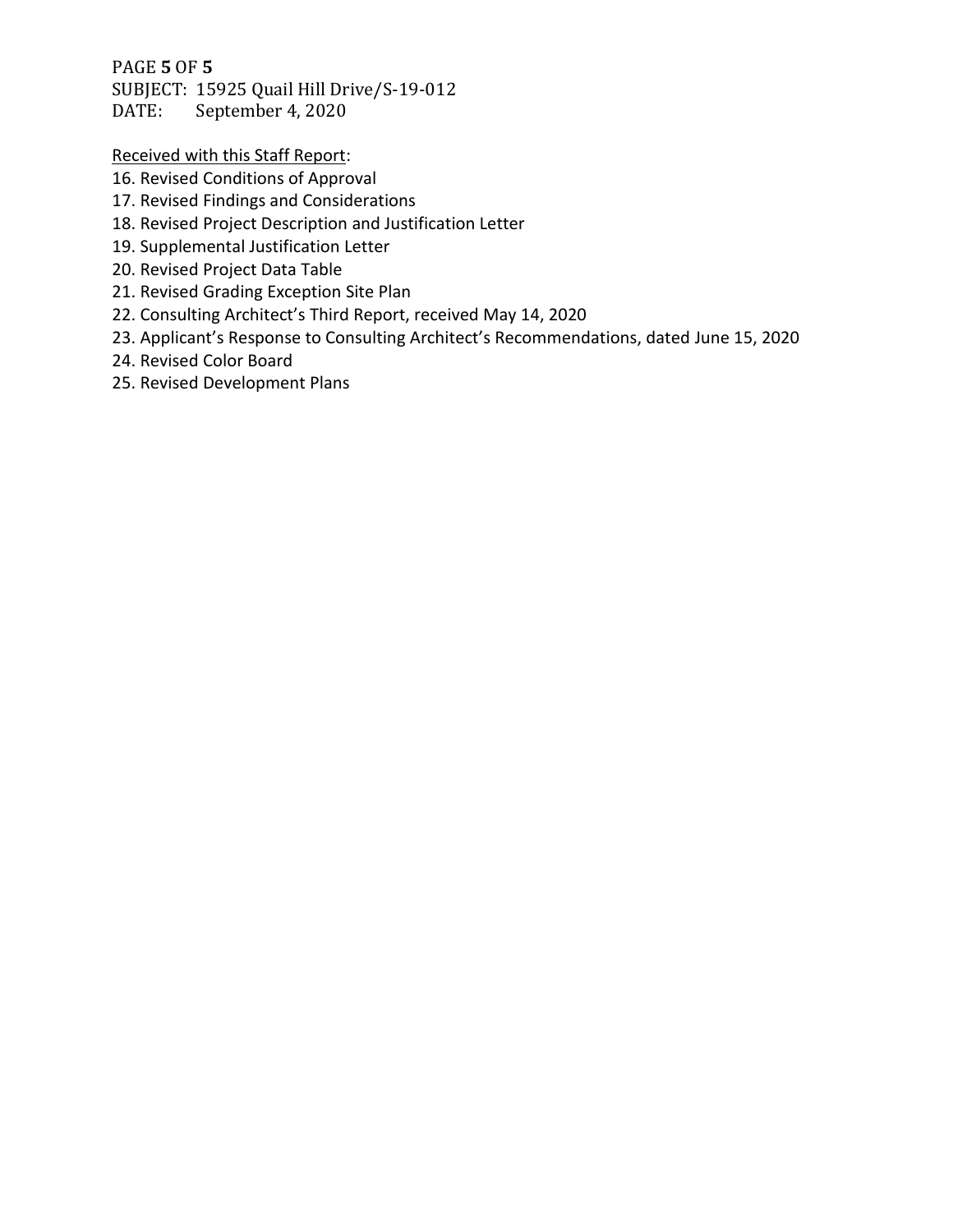<u>Received with this Staff Report</u>:

16. Revised Conditions of Approval
17. Revised Findings and Considerations
18. Revised Project Description and Justification Letter
19. Supplemental Justification Letter
20. Revised Project Data Table
21. Revised Grading Exception Site Plan
22. Consulting Architect's Third Report, received May 14, 2020
23. Applicant's Response to Consulting Architect's Recommendations, dated June 15, 2020
24. Revised Color Board
25. Revised Development Plans